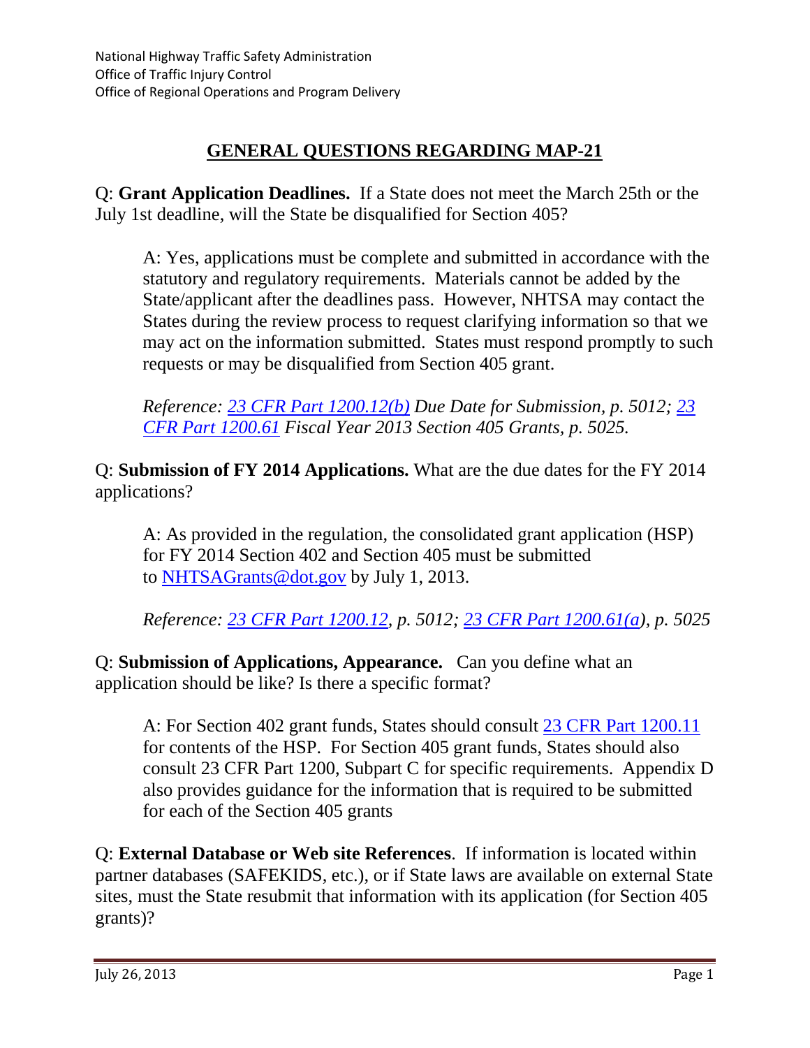National Highway Traffic Safety Administration
Office of Traffic Injury Control
Office of Regional Operations and Program Delivery

# GENERAL QUESTIONS REGARDING MAP-21

Q: **Grant Application Deadlines.** If a State does not meet the March 25th or the July 1st deadline, will the State be disqualified for Section 405?

> A: Yes, applications must be complete and submitted in accordance with the statutory and regulatory requirements. Materials cannot be added by the State/applicant after the deadlines pass. However, NHTSA may contact the States during the review process to request clarifying information so that we may act on the information submitted. States must respond promptly to such requests or may be disqualified from Section 405 grant.
>
> *Reference: 23 CFR Part 1200.12(b) Due Date for Submission, p. 5012; 23 CFR Part 1200.61 Fiscal Year 2013 Section 405 Grants, p. 5025.*

Q: **Submission of FY 2014 Applications.** What are the due dates for the FY 2014 applications?

> A: As provided in the regulation, the consolidated grant application (HSP) for FY 2014 Section 402 and Section 405 must be submitted to NHTSAGrants@dot.gov by July 1, 2013.
>
> *Reference: 23 CFR Part 1200.12, p. 5012; 23 CFR Part 1200.61(a), p. 5025*

Q: **Submission of Applications, Appearance.** Can you define what an application should be like? Is there a specific format?

> A: For Section 402 grant funds, States should consult 23 CFR Part 1200.11 for contents of the HSP. For Section 405 grant funds, States should also consult 23 CFR Part 1200, Subpart C for specific requirements. Appendix D also provides guidance for the information that is required to be submitted for each of the Section 405 grants

Q: **External Database or Web site References**. If information is located within partner databases (SAFEKIDS, etc.), or if State laws are available on external State sites, must the State resubmit that information with its application (for Section 405 grants)?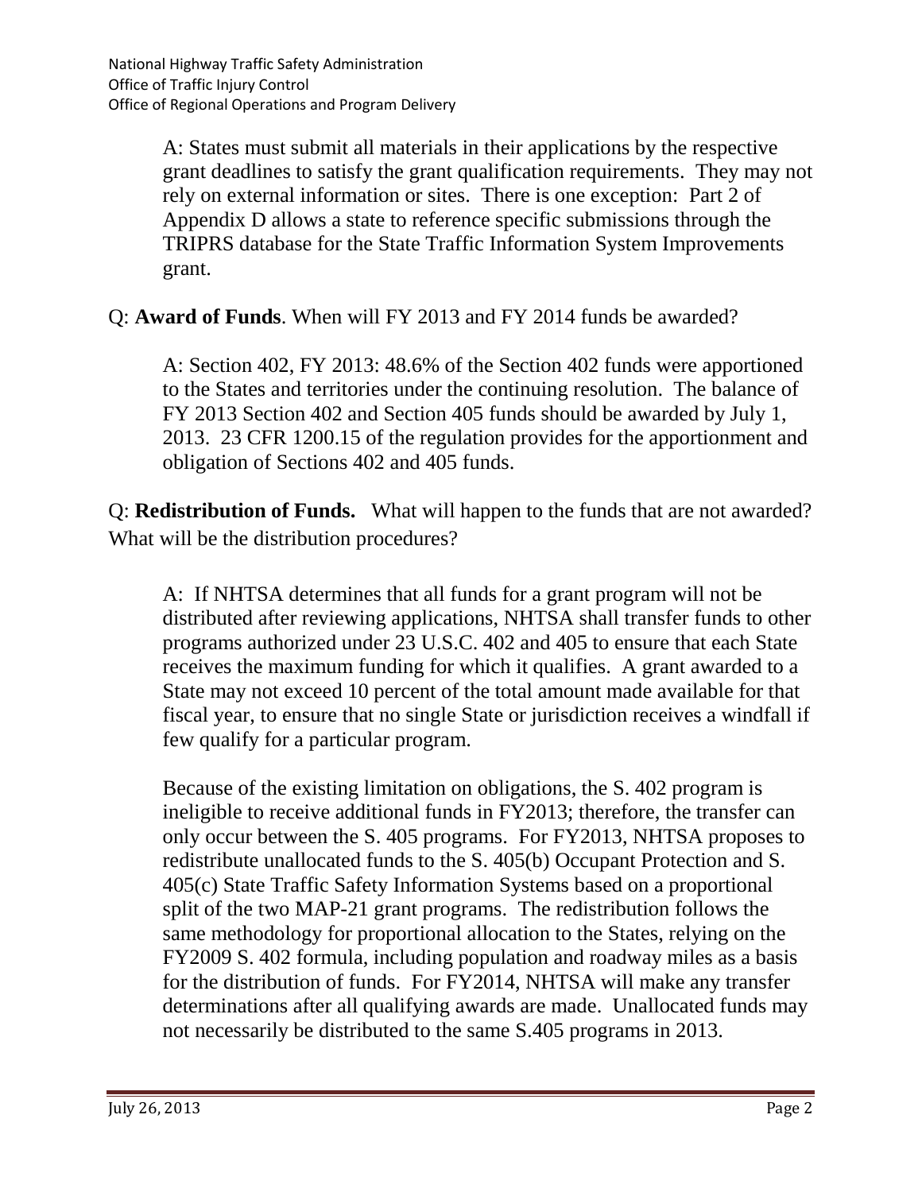A: States must submit all materials in their applications by the respective grant deadlines to satisfy the grant qualification requirements. They may not rely on external information or sites. There is one exception: Part 2 of Appendix D allows a state to reference specific submissions through the TRIPRS database for the State Traffic Information System Improvements grant.

Q: **Award of Funds**. When will FY 2013 and FY 2014 funds be awarded?

A: Section 402, FY 2013: 48.6% of the Section 402 funds were apportioned to the States and territories under the continuing resolution. The balance of FY 2013 Section 402 and Section 405 funds should be awarded by July 1, 2013. 23 CFR 1200.15 of the regulation provides for the apportionment and obligation of Sections 402 and 405 funds.

Q: **Redistribution of Funds.** What will happen to the funds that are not awarded? What will be the distribution procedures?

A: If NHTSA determines that all funds for a grant program will not be distributed after reviewing applications, NHTSA shall transfer funds to other programs authorized under 23 U.S.C. 402 and 405 to ensure that each State receives the maximum funding for which it qualifies. A grant awarded to a State may not exceed 10 percent of the total amount made available for that fiscal year, to ensure that no single State or jurisdiction receives a windfall if few qualify for a particular program.

Because of the existing limitation on obligations, the S. 402 program is ineligible to receive additional funds in FY2013; therefore, the transfer can only occur between the S. 405 programs. For FY2013, NHTSA proposes to redistribute unallocated funds to the S. 405(b) Occupant Protection and S. 405(c) State Traffic Safety Information Systems based on a proportional split of the two MAP-21 grant programs. The redistribution follows the same methodology for proportional allocation to the States, relying on the FY2009 S. 402 formula, including population and roadway miles as a basis for the distribution of funds. For FY2014, NHTSA will make any transfer determinations after all qualifying awards are made. Unallocated funds may not necessarily be distributed to the same S.405 programs in 2013.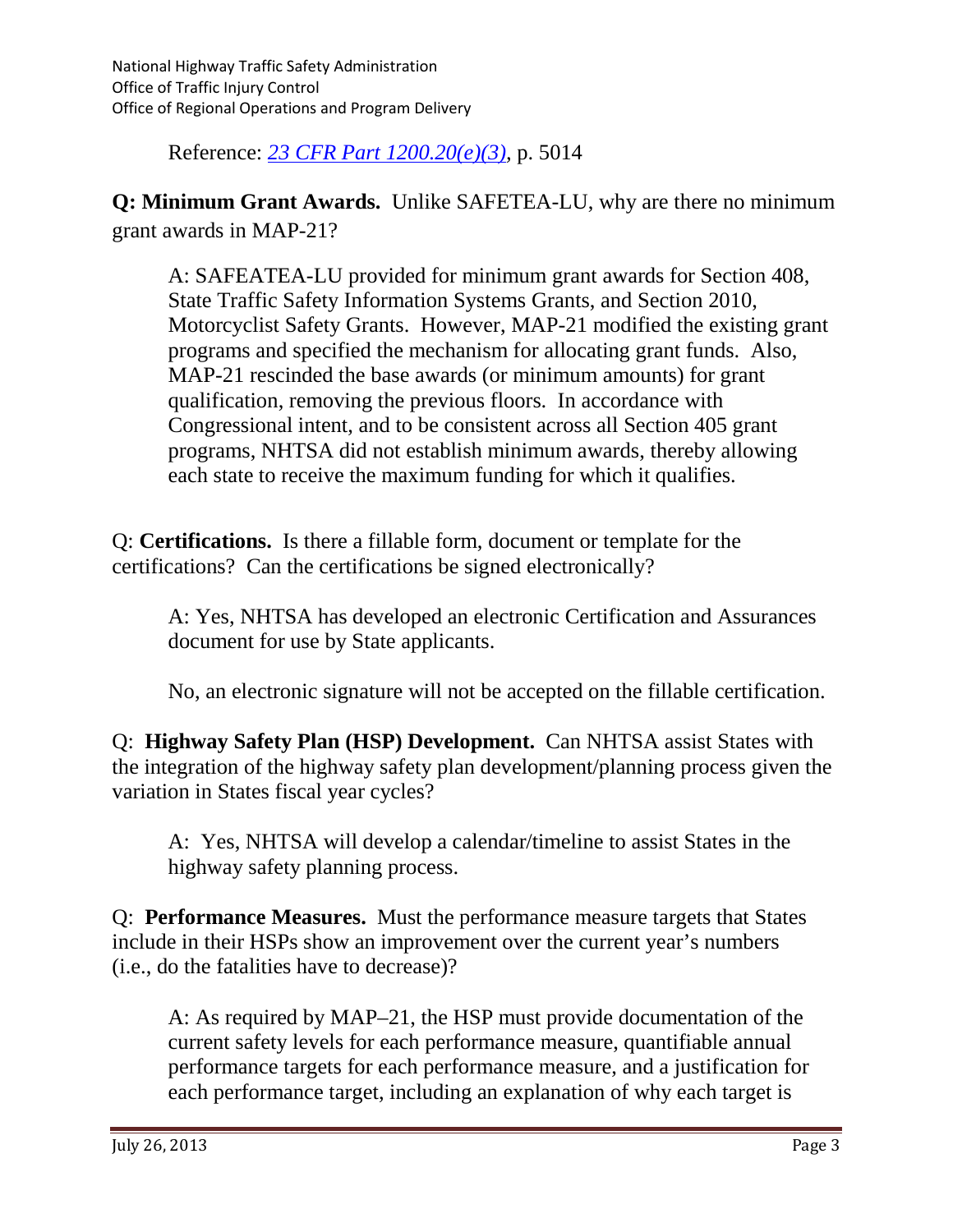Reference: [23 CFR Part 1200.20(e)(3)](), p. 5014

**Q: Minimum Grant Awards.** Unlike SAFETEA-LU, why are there no minimum grant awards in MAP-21?

> A: SAFEATEA-LU provided for minimum grant awards for Section 408, State Traffic Safety Information Systems Grants, and Section 2010, Motorcyclist Safety Grants. However, MAP-21 modified the existing grant programs and specified the mechanism for allocating grant funds. Also, MAP-21 rescinded the base awards (or minimum amounts) for grant qualification, removing the previous floors. In accordance with Congressional intent, and to be consistent across all Section 405 grant programs, NHTSA did not establish minimum awards, thereby allowing each state to receive the maximum funding for which it qualifies.

Q: **Certifications.** Is there a fillable form, document or template for the certifications? Can the certifications be signed electronically?

> A: Yes, NHTSA has developed an electronic Certification and Assurances document for use by State applicants.
>
> No, an electronic signature will not be accepted on the fillable certification.

Q: **Highway Safety Plan (HSP) Development.** Can NHTSA assist States with the integration of the highway safety plan development/planning process given the variation in States fiscal year cycles?

> A: Yes, NHTSA will develop a calendar/timeline to assist States in the highway safety planning process.

Q: **Performance Measures.** Must the performance measure targets that States include in their HSPs show an improvement over the current year's numbers (i.e., do the fatalities have to decrease)?

> A: As required by MAP–21, the HSP must provide documentation of the current safety levels for each performance measure, quantifiable annual performance targets for each performance measure, and a justification for each performance target, including an explanation of why each target is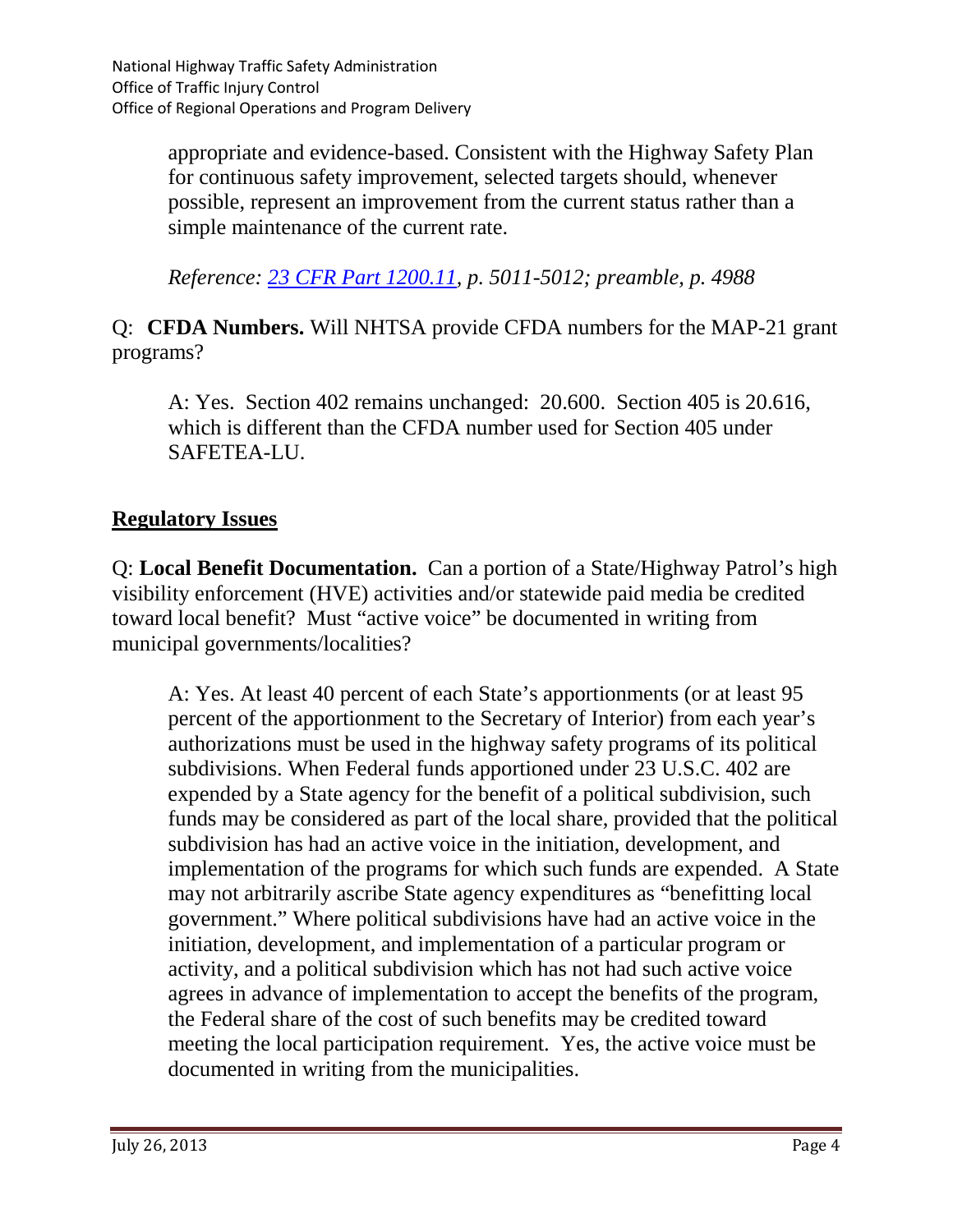appropriate and evidence-based. Consistent with the Highway Safety Plan for continuous safety improvement, selected targets should, whenever possible, represent an improvement from the current status rather than a simple maintenance of the current rate.

*Reference: [23 CFR Part 1200.11](), p. 5011-5012; preamble, p. 4988*

Q: **CFDA Numbers.** Will NHTSA provide CFDA numbers for the MAP-21 grant programs?

A: Yes. Section 402 remains unchanged: 20.600. Section 405 is 20.616, which is different than the CFDA number used for Section 405 under SAFETEA-LU.

## Regulatory Issues

Q: **Local Benefit Documentation.** Can a portion of a State/Highway Patrol's high visibility enforcement (HVE) activities and/or statewide paid media be credited toward local benefit? Must "active voice" be documented in writing from municipal governments/localities?

A: Yes. At least 40 percent of each State's apportionments (or at least 95 percent of the apportionment to the Secretary of Interior) from each year's authorizations must be used in the highway safety programs of its political subdivisions. When Federal funds apportioned under 23 U.S.C. 402 are expended by a State agency for the benefit of a political subdivision, such funds may be considered as part of the local share, provided that the political subdivision has had an active voice in the initiation, development, and implementation of the programs for which such funds are expended. A State may not arbitrarily ascribe State agency expenditures as "benefitting local government." Where political subdivisions have had an active voice in the initiation, development, and implementation of a particular program or activity, and a political subdivision which has not had such active voice agrees in advance of implementation to accept the benefits of the program, the Federal share of the cost of such benefits may be credited toward meeting the local participation requirement. Yes, the active voice must be documented in writing from the municipalities.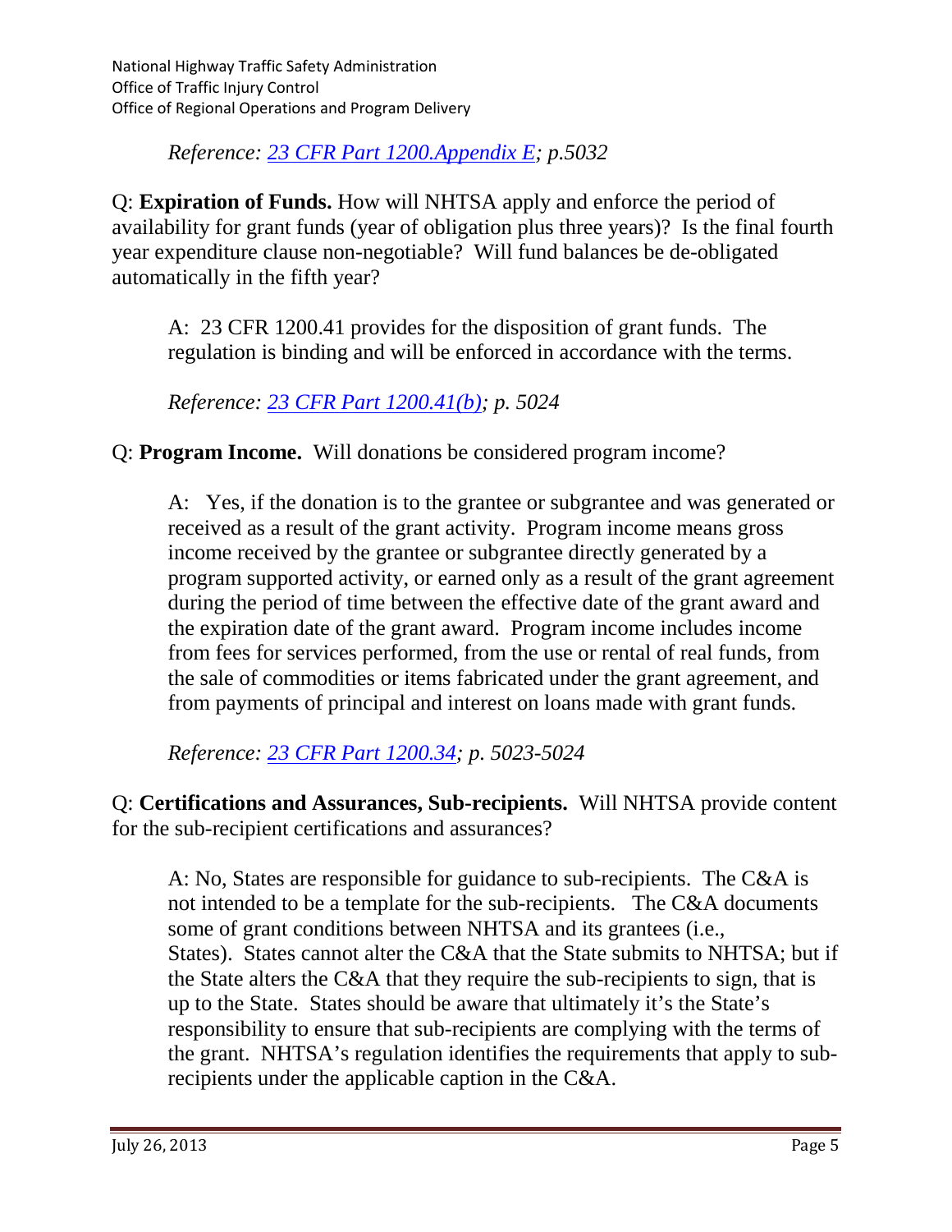*Reference: 23 CFR Part 1200.Appendix E; p.5032*

Q: **Expiration of Funds.** How will NHTSA apply and enforce the period of availability for grant funds (year of obligation plus three years)? Is the final fourth year expenditure clause non-negotiable? Will fund balances be de-obligated automatically in the fifth year?

> A: 23 CFR 1200.41 provides for the disposition of grant funds. The regulation is binding and will be enforced in accordance with the terms.
>
> *Reference: 23 CFR Part 1200.41(b); p. 5024*

Q: **Program Income.** Will donations be considered program income?

> A: Yes, if the donation is to the grantee or subgrantee and was generated or received as a result of the grant activity. Program income means gross income received by the grantee or subgrantee directly generated by a program supported activity, or earned only as a result of the grant agreement during the period of time between the effective date of the grant award and the expiration date of the grant award. Program income includes income from fees for services performed, from the use or rental of real funds, from the sale of commodities or items fabricated under the grant agreement, and from payments of principal and interest on loans made with grant funds.
>
> *Reference: 23 CFR Part 1200.34; p. 5023-5024*

Q: **Certifications and Assurances, Sub-recipients.** Will NHTSA provide content for the sub-recipient certifications and assurances?

> A: No, States are responsible for guidance to sub-recipients. The C&A is not intended to be a template for the sub-recipients. The C&A documents some of grant conditions between NHTSA and its grantees (i.e., States). States cannot alter the C&A that the State submits to NHTSA; but if the State alters the C&A that they require the sub-recipients to sign, that is up to the State. States should be aware that ultimately it's the State's responsibility to ensure that sub-recipients are complying with the terms of the grant. NHTSA's regulation identifies the requirements that apply to sub-recipients under the applicable caption in the C&A.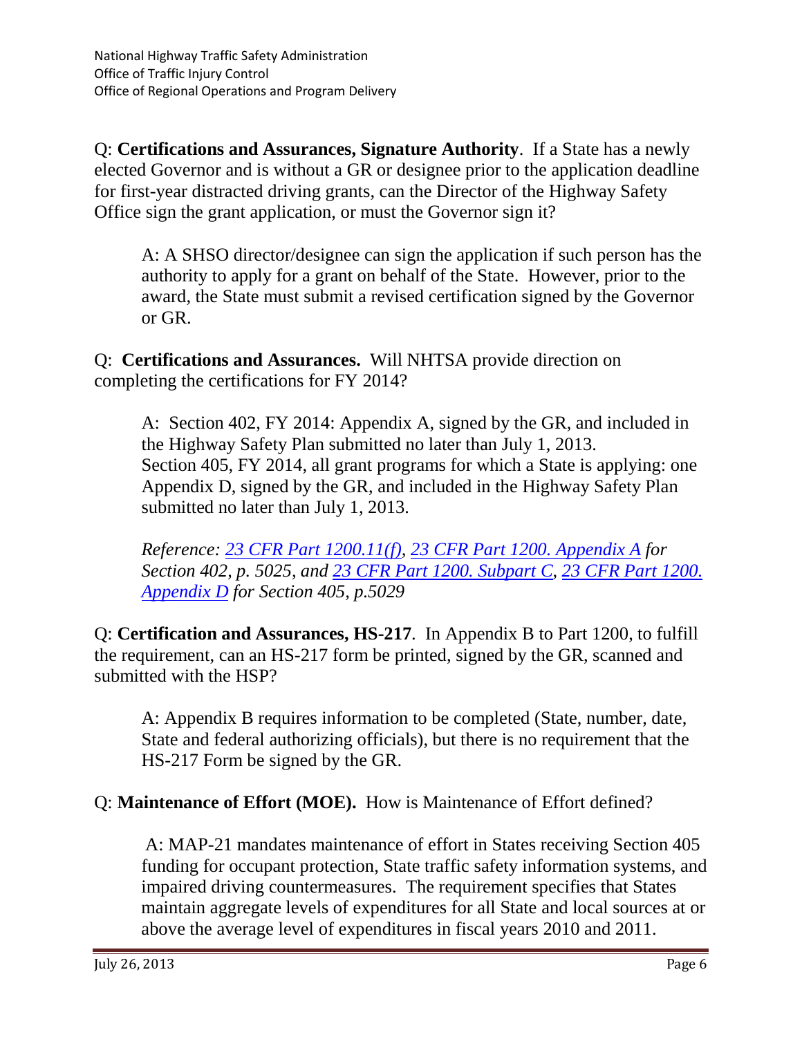Q: **Certifications and Assurances, Signature Authority**. If a State has a newly elected Governor and is without a GR or designee prior to the application deadline for first-year distracted driving grants, can the Director of the Highway Safety Office sign the grant application, or must the Governor sign it?

> A: A SHSO director/designee can sign the application if such person has the authority to apply for a grant on behalf of the State. However, prior to the award, the State must submit a revised certification signed by the Governor or GR.

Q: **Certifications and Assurances.** Will NHTSA provide direction on completing the certifications for FY 2014?

> A: Section 402, FY 2014: Appendix A, signed by the GR, and included in the Highway Safety Plan submitted no later than July 1, 2013.
> Section 405, FY 2014, all grant programs for which a State is applying: one Appendix D, signed by the GR, and included in the Highway Safety Plan submitted no later than July 1, 2013.
>
> *Reference: 23 CFR Part 1200.11(f), 23 CFR Part 1200. Appendix A for Section 402, p. 5025, and 23 CFR Part 1200. Subpart C, 23 CFR Part 1200. Appendix D for Section 405, p.5029*

Q: **Certification and Assurances, HS-217**. In Appendix B to Part 1200, to fulfill the requirement, can an HS-217 form be printed, signed by the GR, scanned and submitted with the HSP?

> A: Appendix B requires information to be completed (State, number, date, State and federal authorizing officials), but there is no requirement that the HS-217 Form be signed by the GR.

Q: **Maintenance of Effort (MOE).** How is Maintenance of Effort defined?

> A: MAP-21 mandates maintenance of effort in States receiving Section 405 funding for occupant protection, State traffic safety information systems, and impaired driving countermeasures. The requirement specifies that States maintain aggregate levels of expenditures for all State and local sources at or above the average level of expenditures in fiscal years 2010 and 2011.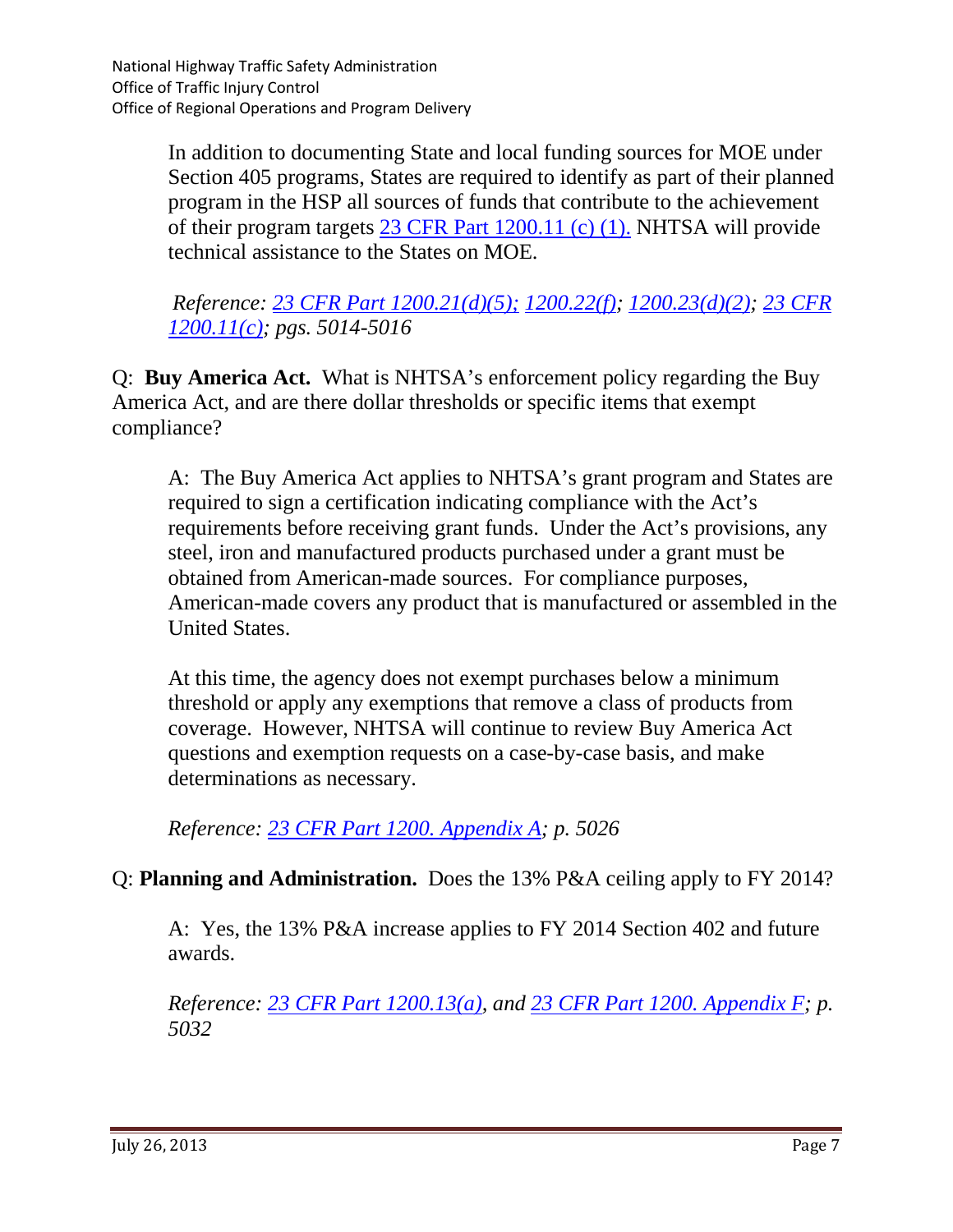In addition to documenting State and local funding sources for MOE under Section 405 programs, States are required to identify as part of their planned program in the HSP all sources of funds that contribute to the achievement of their program targets 23 CFR Part 1200.11 (c) (1). NHTSA will provide technical assistance to the States on MOE.

*Reference: 23 CFR Part 1200.21(d)(5); 1200.22(f); 1200.23(d)(2); 23 CFR 1200.11(c); pgs. 5014-5016*

Q: **Buy America Act.** What is NHTSA's enforcement policy regarding the Buy America Act, and are there dollar thresholds or specific items that exempt compliance?

A: The Buy America Act applies to NHTSA's grant program and States are required to sign a certification indicating compliance with the Act's requirements before receiving grant funds. Under the Act's provisions, any steel, iron and manufactured products purchased under a grant must be obtained from American-made sources. For compliance purposes, American-made covers any product that is manufactured or assembled in the United States.

At this time, the agency does not exempt purchases below a minimum threshold or apply any exemptions that remove a class of products from coverage. However, NHTSA will continue to review Buy America Act questions and exemption requests on a case-by-case basis, and make determinations as necessary.

*Reference: 23 CFR Part 1200. Appendix A; p. 5026*

Q: **Planning and Administration.** Does the 13% P&A ceiling apply to FY 2014?

A: Yes, the 13% P&A increase applies to FY 2014 Section 402 and future awards.

*Reference: 23 CFR Part 1200.13(a), and 23 CFR Part 1200. Appendix F; p. 5032*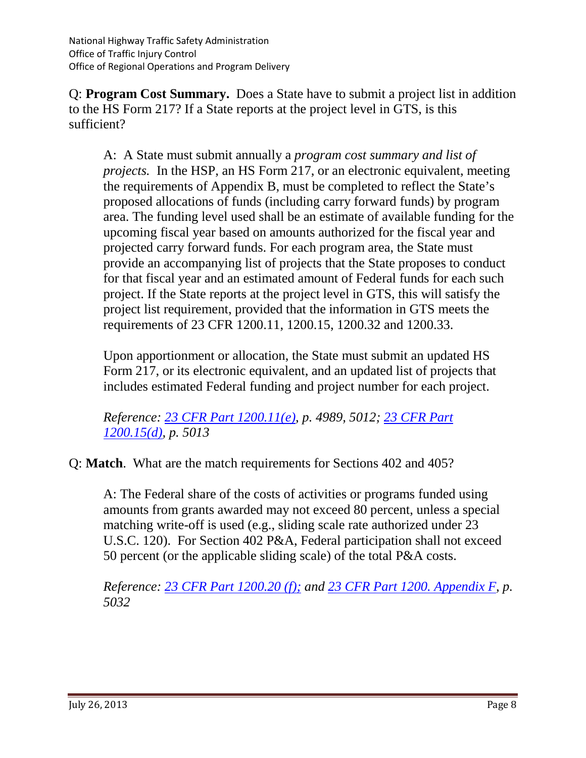Q: **Program Cost Summary.** Does a State have to submit a project list in addition to the HS Form 217? If a State reports at the project level in GTS, is this sufficient?

A: A State must submit annually a *program cost summary and list of projects.* In the HSP, an HS Form 217, or an electronic equivalent, meeting the requirements of Appendix B, must be completed to reflect the State's proposed allocations of funds (including carry forward funds) by program area. The funding level used shall be an estimate of available funding for the upcoming fiscal year based on amounts authorized for the fiscal year and projected carry forward funds. For each program area, the State must provide an accompanying list of projects that the State proposes to conduct for that fiscal year and an estimated amount of Federal funds for each such project. If the State reports at the project level in GTS, this will satisfy the project list requirement, provided that the information in GTS meets the requirements of 23 CFR 1200.11, 1200.15, 1200.32 and 1200.33.

Upon apportionment or allocation, the State must submit an updated HS Form 217, or its electronic equivalent, and an updated list of projects that includes estimated Federal funding and project number for each project.

*Reference: 23 CFR Part 1200.11(e), p. 4989, 5012; 23 CFR Part 1200.15(d), p. 5013*

Q: **Match**. What are the match requirements for Sections 402 and 405?

A: The Federal share of the costs of activities or programs funded using amounts from grants awarded may not exceed 80 percent, unless a special matching write-off is used (e.g., sliding scale rate authorized under 23 U.S.C. 120). For Section 402 P&A, Federal participation shall not exceed 50 percent (or the applicable sliding scale) of the total P&A costs.

*Reference: 23 CFR Part 1200.20 (f); and 23 CFR Part 1200. Appendix F, p. 5032*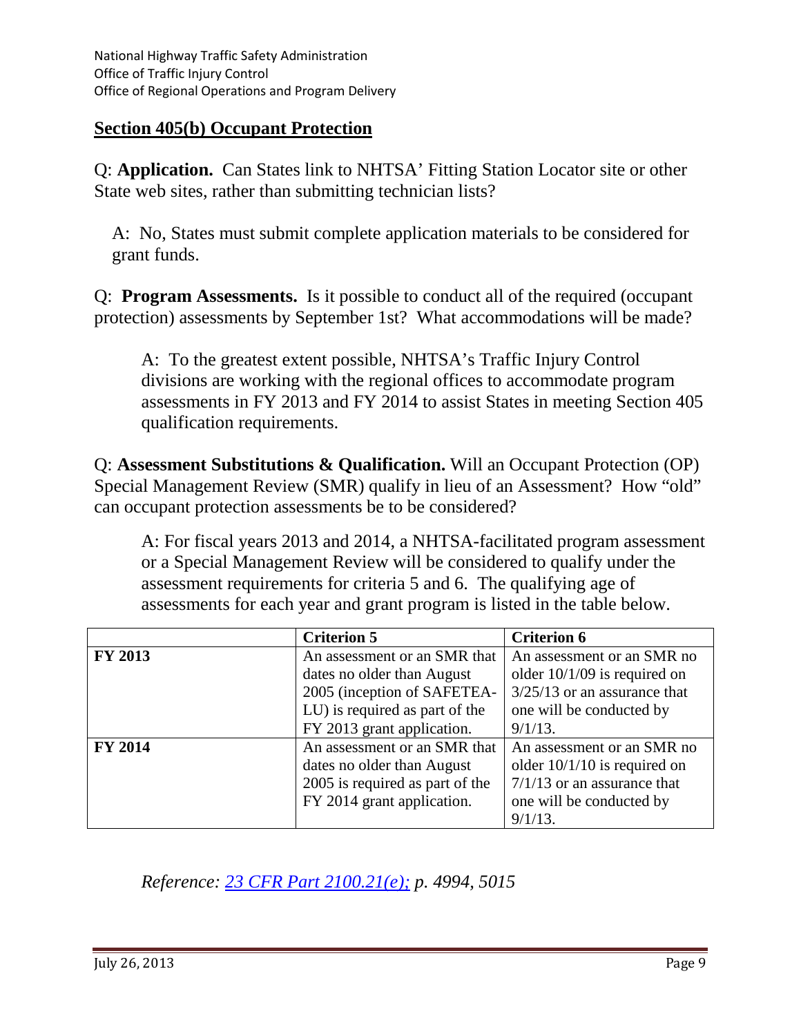## Section 405(b) Occupant Protection

Q: **Application.** Can States link to NHTSA' Fitting Station Locator site or other State web sites, rather than submitting technician lists?

A: No, States must submit complete application materials to be considered for grant funds.

Q: **Program Assessments.** Is it possible to conduct all of the required (occupant protection) assessments by September 1st? What accommodations will be made?

A: To the greatest extent possible, NHTSA's Traffic Injury Control divisions are working with the regional offices to accommodate program assessments in FY 2013 and FY 2014 to assist States in meeting Section 405 qualification requirements.

Q: **Assessment Substitutions & Qualification.** Will an Occupant Protection (OP) Special Management Review (SMR) qualify in lieu of an Assessment? How "old" can occupant protection assessments be to be considered?

A: For fiscal years 2013 and 2014, a NHTSA-facilitated program assessment or a Special Management Review will be considered to qualify under the assessment requirements for criteria 5 and 6. The qualifying age of assessments for each year and grant program is listed in the table below.

| | **Criterion 5** | **Criterion 6** |
|---|---|---|
| **FY 2013** | An assessment or an SMR that dates no older than August 2005 (inception of SAFETEA-LU) is required as part of the FY 2013 grant application. | An assessment or an SMR no older 10/1/09 is required on 3/25/13 or an assurance that one will be conducted by 9/1/13. |
| **FY 2014** | An assessment or an SMR that dates no older than August 2005 is required as part of the FY 2014 grant application. | An assessment or an SMR no older 10/1/10 is required on 7/1/13 or an assurance that one will be conducted by 9/1/13. |

*Reference: 23 CFR Part 2100.21(e); p. 4994, 5015*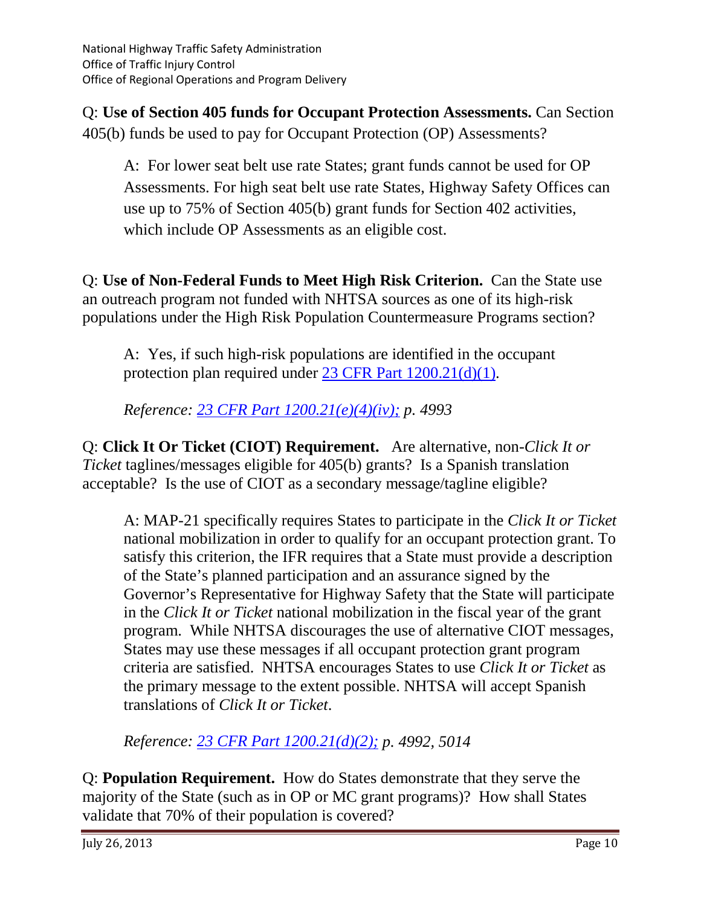Q: **Use of Section 405 funds for Occupant Protection Assessments.** Can Section 405(b) funds be used to pay for Occupant Protection (OP) Assessments?

> A: For lower seat belt use rate States; grant funds cannot be used for OP Assessments. For high seat belt use rate States, Highway Safety Offices can use up to 75% of Section 405(b) grant funds for Section 402 activities, which include OP Assessments as an eligible cost.

Q: **Use of Non-Federal Funds to Meet High Risk Criterion.** Can the State use an outreach program not funded with NHTSA sources as one of its high-risk populations under the High Risk Population Countermeasure Programs section?

> A: Yes, if such high-risk populations are identified in the occupant protection plan required under 23 CFR Part 1200.21(d)(1).
>
> *Reference: 23 CFR Part 1200.21(e)(4)(iv); p. 4993*

Q: **Click It Or Ticket (CIOT) Requirement.** Are alternative, non-*Click It or Ticket* taglines/messages eligible for 405(b) grants? Is a Spanish translation acceptable? Is the use of CIOT as a secondary message/tagline eligible?

> A: MAP-21 specifically requires States to participate in the *Click It or Ticket* national mobilization in order to qualify for an occupant protection grant. To satisfy this criterion, the IFR requires that a State must provide a description of the State's planned participation and an assurance signed by the Governor's Representative for Highway Safety that the State will participate in the *Click It or Ticket* national mobilization in the fiscal year of the grant program. While NHTSA discourages the use of alternative CIOT messages, States may use these messages if all occupant protection grant program criteria are satisfied. NHTSA encourages States to use *Click It or Ticket* as the primary message to the extent possible. NHTSA will accept Spanish translations of *Click It or Ticket*.
>
> *Reference: 23 CFR Part 1200.21(d)(2); p. 4992, 5014*

Q: **Population Requirement.** How do States demonstrate that they serve the majority of the State (such as in OP or MC grant programs)? How shall States validate that 70% of their population is covered?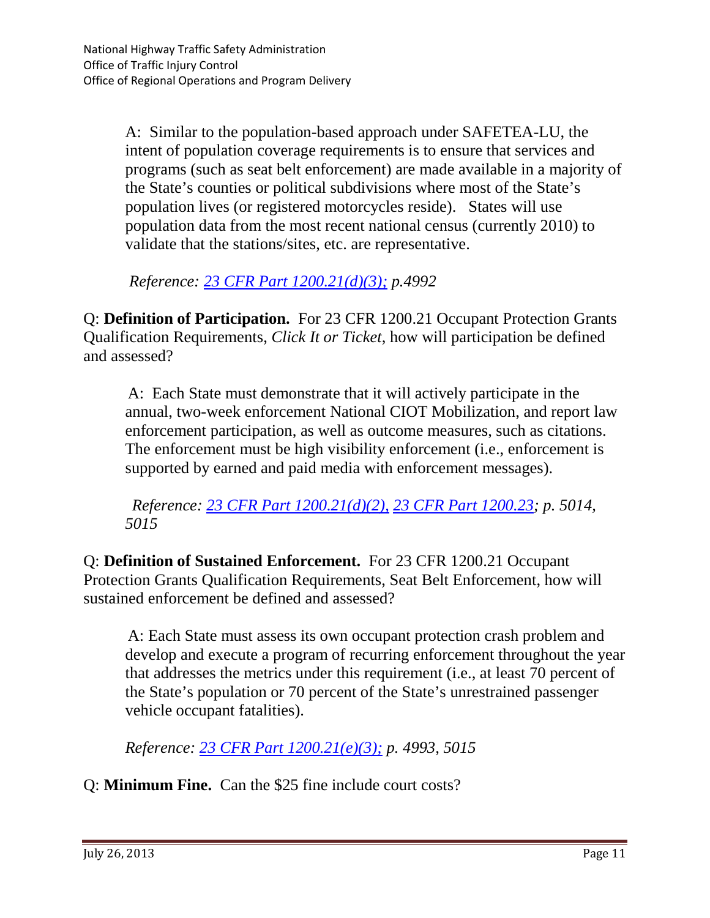A: Similar to the population-based approach under SAFETEA-LU, the intent of population coverage requirements is to ensure that services and programs (such as seat belt enforcement) are made available in a majority of the State's counties or political subdivisions where most of the State's population lives (or registered motorcycles reside). States will use population data from the most recent national census (currently 2010) to validate that the stations/sites, etc. are representative.

*Reference: 23 CFR Part 1200.21(d)(3); p.4992*

Q: **Definition of Participation.** For 23 CFR 1200.21 Occupant Protection Grants Qualification Requirements, *Click It or Ticket*, how will participation be defined and assessed?

A: Each State must demonstrate that it will actively participate in the annual, two-week enforcement National CIOT Mobilization, and report law enforcement participation, as well as outcome measures, such as citations. The enforcement must be high visibility enforcement (i.e., enforcement is supported by earned and paid media with enforcement messages).

*Reference: 23 CFR Part 1200.21(d)(2), 23 CFR Part 1200.23; p. 5014, 5015*

Q: **Definition of Sustained Enforcement.** For 23 CFR 1200.21 Occupant Protection Grants Qualification Requirements, Seat Belt Enforcement, how will sustained enforcement be defined and assessed?

A: Each State must assess its own occupant protection crash problem and develop and execute a program of recurring enforcement throughout the year that addresses the metrics under this requirement (i.e., at least 70 percent of the State's population or 70 percent of the State's unrestrained passenger vehicle occupant fatalities).

*Reference: 23 CFR Part 1200.21(e)(3); p. 4993, 5015*

Q: **Minimum Fine.** Can the $25 fine include court costs?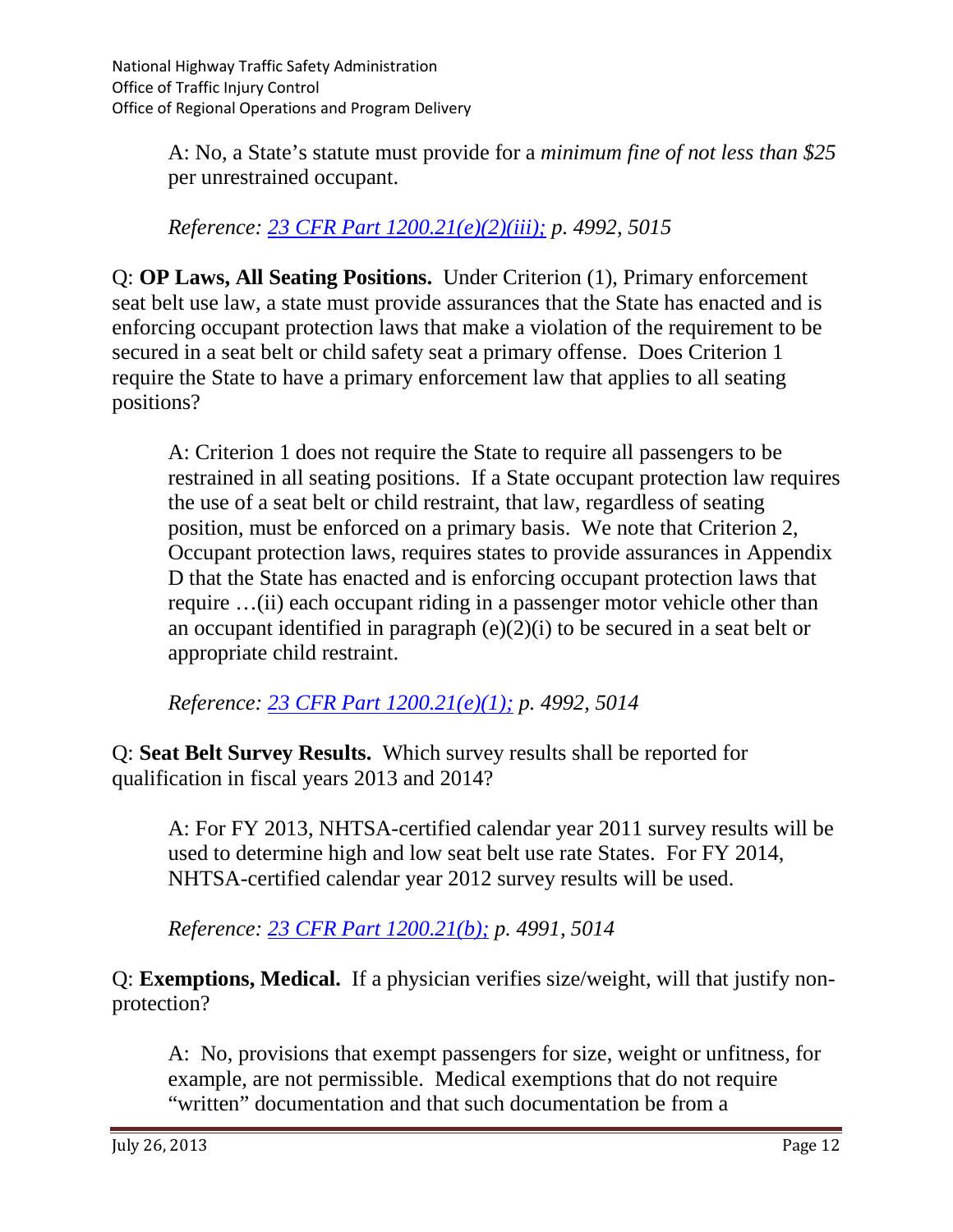A: No, a State's statute must provide for a *minimum fine of not less than $25* per unrestrained occupant.

*Reference: [23 CFR Part 1200.21(e)(2)(iii);](#) p. 4992, 5015*

Q: **OP Laws, All Seating Positions.** Under Criterion (1), Primary enforcement seat belt use law, a state must provide assurances that the State has enacted and is enforcing occupant protection laws that make a violation of the requirement to be secured in a seat belt or child safety seat a primary offense. Does Criterion 1 require the State to have a primary enforcement law that applies to all seating positions?

A: Criterion 1 does not require the State to require all passengers to be restrained in all seating positions. If a State occupant protection law requires the use of a seat belt or child restraint, that law, regardless of seating position, must be enforced on a primary basis. We note that Criterion 2, Occupant protection laws, requires states to provide assurances in Appendix D that the State has enacted and is enforcing occupant protection laws that require …(ii) each occupant riding in a passenger motor vehicle other than an occupant identified in paragraph (e)(2)(i) to be secured in a seat belt or appropriate child restraint.

*Reference: [23 CFR Part 1200.21(e)(1);](#) p. 4992, 5014*

Q: **Seat Belt Survey Results.** Which survey results shall be reported for qualification in fiscal years 2013 and 2014?

A: For FY 2013, NHTSA-certified calendar year 2011 survey results will be used to determine high and low seat belt use rate States. For FY 2014, NHTSA-certified calendar year 2012 survey results will be used.

*Reference: [23 CFR Part 1200.21(b);](#) p. 4991, 5014*

Q: **Exemptions, Medical.** If a physician verifies size/weight, will that justify non-protection?

A: No, provisions that exempt passengers for size, weight or unfitness, for example, are not permissible. Medical exemptions that do not require "written" documentation and that such documentation be from a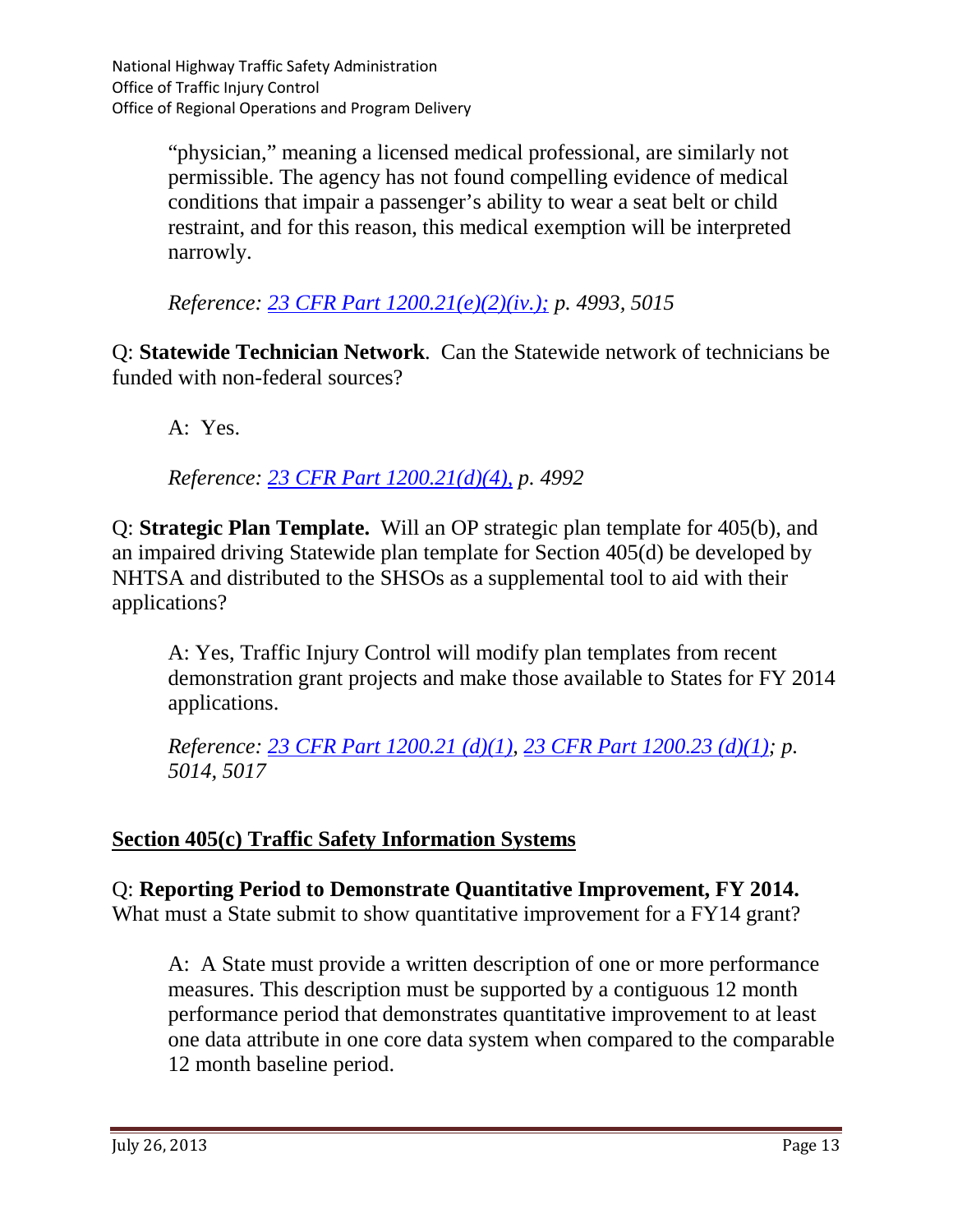"physician," meaning a licensed medical professional, are similarly not permissible. The agency has not found compelling evidence of medical conditions that impair a passenger's ability to wear a seat belt or child restraint, and for this reason, this medical exemption will be interpreted narrowly.

*Reference: 23 CFR Part 1200.21(e)(2)(iv.); p. 4993, 5015*

Q: **Statewide Technician Network**. Can the Statewide network of technicians be funded with non-federal sources?

A: Yes.

*Reference: 23 CFR Part 1200.21(d)(4), p. 4992*

Q: **Strategic Plan Template.** Will an OP strategic plan template for 405(b), and an impaired driving Statewide plan template for Section 405(d) be developed by NHTSA and distributed to the SHSOs as a supplemental tool to aid with their applications?

A: Yes, Traffic Injury Control will modify plan templates from recent demonstration grant projects and make those available to States for FY 2014 applications.

*Reference: 23 CFR Part 1200.21 (d)(1), 23 CFR Part 1200.23 (d)(1); p. 5014, 5017*

## Section 405(c) Traffic Safety Information Systems

Q: **Reporting Period to Demonstrate Quantitative Improvement, FY 2014.** What must a State submit to show quantitative improvement for a FY14 grant?

A: A State must provide a written description of one or more performance measures. This description must be supported by a contiguous 12 month performance period that demonstrates quantitative improvement to at least one data attribute in one core data system when compared to the comparable 12 month baseline period.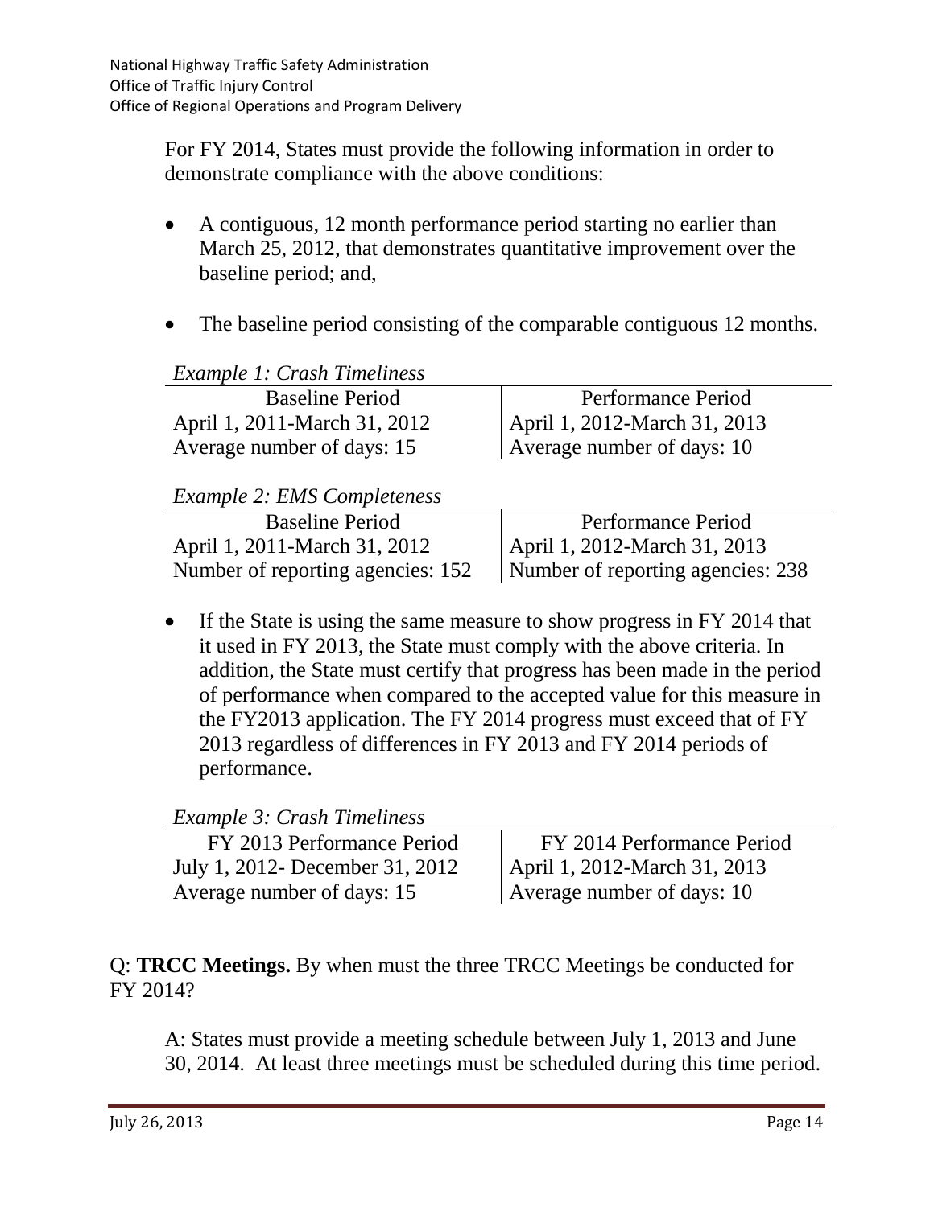For FY 2014, States must provide the following information in order to demonstrate compliance with the above conditions:

- A contiguous, 12 month performance period starting no earlier than March 25, 2012, that demonstrates quantitative improvement over the baseline period; and,
- The baseline period consisting of the comparable contiguous 12 months.

*Example 1: Crash Timeliness*

| Baseline Period | Performance Period |
|---|---|
| April 1, 2011-March 31, 2012 | April 1, 2012-March 31, 2013 |
| Average number of days: 15 | Average number of days: 10 |

*Example 2: EMS Completeness*

| Baseline Period | Performance Period |
|---|---|
| April 1, 2011-March 31, 2012 | April 1, 2012-March 31, 2013 |
| Number of reporting agencies: 152 | Number of reporting agencies: 238 |

- If the State is using the same measure to show progress in FY 2014 that it used in FY 2013, the State must comply with the above criteria. In addition, the State must certify that progress has been made in the period of performance when compared to the accepted value for this measure in the FY2013 application. The FY 2014 progress must exceed that of FY 2013 regardless of differences in FY 2013 and FY 2014 periods of performance.

*Example 3: Crash Timeliness*

| FY 2013 Performance Period | FY 2014 Performance Period |
|---|---|
| July 1, 2012- December 31, 2012 | April 1, 2012-March 31, 2013 |
| Average number of days: 15 | Average number of days: 10 |

Q: **TRCC Meetings.** By when must the three TRCC Meetings be conducted for FY 2014?

A: States must provide a meeting schedule between July 1, 2013 and June 30, 2014. At least three meetings must be scheduled during this time period.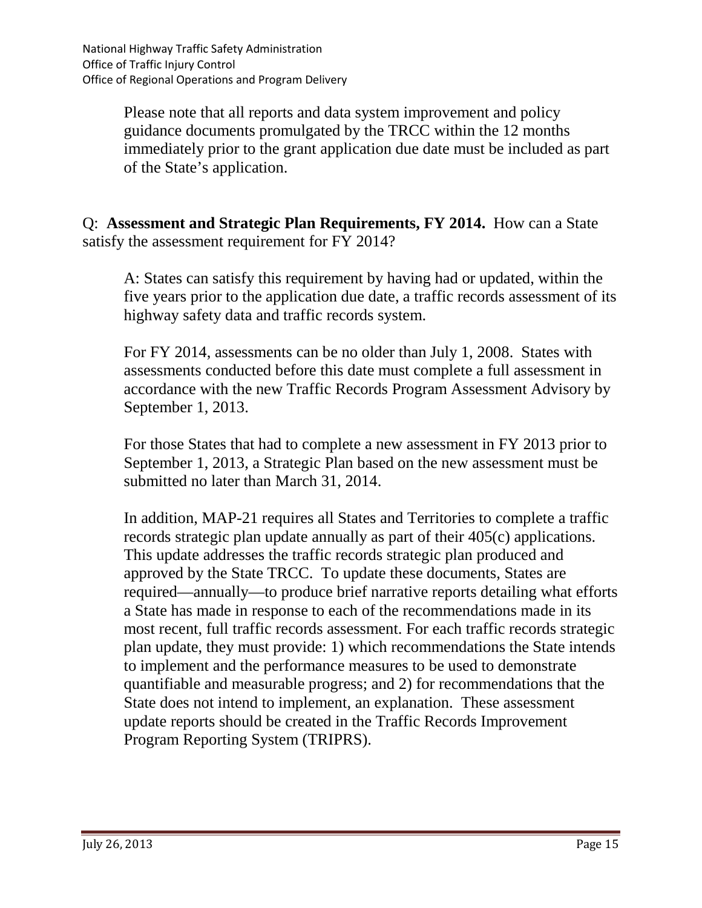Please note that all reports and data system improvement and policy guidance documents promulgated by the TRCC within the 12 months immediately prior to the grant application due date must be included as part of the State's application.

Q: **Assessment and Strategic Plan Requirements, FY 2014.** How can a State satisfy the assessment requirement for FY 2014?

A: States can satisfy this requirement by having had or updated, within the five years prior to the application due date, a traffic records assessment of its highway safety data and traffic records system.

For FY 2014, assessments can be no older than July 1, 2008. States with assessments conducted before this date must complete a full assessment in accordance with the new Traffic Records Program Assessment Advisory by September 1, 2013.

For those States that had to complete a new assessment in FY 2013 prior to September 1, 2013, a Strategic Plan based on the new assessment must be submitted no later than March 31, 2014.

In addition, MAP-21 requires all States and Territories to complete a traffic records strategic plan update annually as part of their 405(c) applications. This update addresses the traffic records strategic plan produced and approved by the State TRCC. To update these documents, States are required—annually—to produce brief narrative reports detailing what efforts a State has made in response to each of the recommendations made in its most recent, full traffic records assessment. For each traffic records strategic plan update, they must provide: 1) which recommendations the State intends to implement and the performance measures to be used to demonstrate quantifiable and measurable progress; and 2) for recommendations that the State does not intend to implement, an explanation. These assessment update reports should be created in the Traffic Records Improvement Program Reporting System (TRIPRS).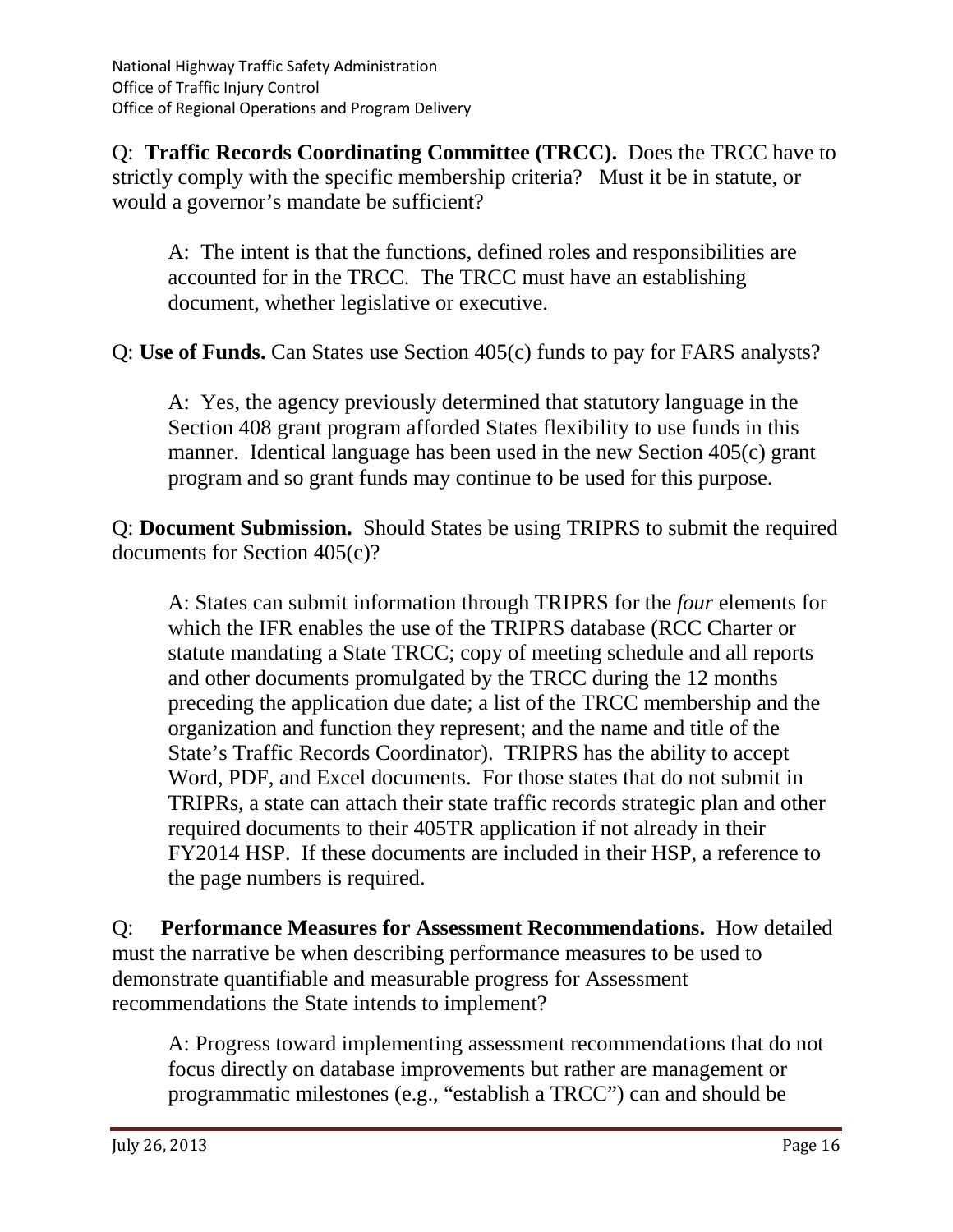Q: **Traffic Records Coordinating Committee (TRCC).** Does the TRCC have to strictly comply with the specific membership criteria? Must it be in statute, or would a governor's mandate be sufficient?

> A: The intent is that the functions, defined roles and responsibilities are accounted for in the TRCC. The TRCC must have an establishing document, whether legislative or executive.

Q: **Use of Funds.** Can States use Section 405(c) funds to pay for FARS analysts?

> A: Yes, the agency previously determined that statutory language in the Section 408 grant program afforded States flexibility to use funds in this manner. Identical language has been used in the new Section 405(c) grant program and so grant funds may continue to be used for this purpose.

Q: **Document Submission.** Should States be using TRIPRS to submit the required documents for Section 405(c)?

> A: States can submit information through TRIPRS for the *four* elements for which the IFR enables the use of the TRIPRS database (RCC Charter or statute mandating a State TRCC; copy of meeting schedule and all reports and other documents promulgated by the TRCC during the 12 months preceding the application due date; a list of the TRCC membership and the organization and function they represent; and the name and title of the State's Traffic Records Coordinator). TRIPRS has the ability to accept Word, PDF, and Excel documents. For those states that do not submit in TRIPRs, a state can attach their state traffic records strategic plan and other required documents to their 405TR application if not already in their FY2014 HSP. If these documents are included in their HSP, a reference to the page numbers is required.

Q: **Performance Measures for Assessment Recommendations.** How detailed must the narrative be when describing performance measures to be used to demonstrate quantifiable and measurable progress for Assessment recommendations the State intends to implement?

> A: Progress toward implementing assessment recommendations that do not focus directly on database improvements but rather are management or programmatic milestones (e.g., "establish a TRCC") can and should be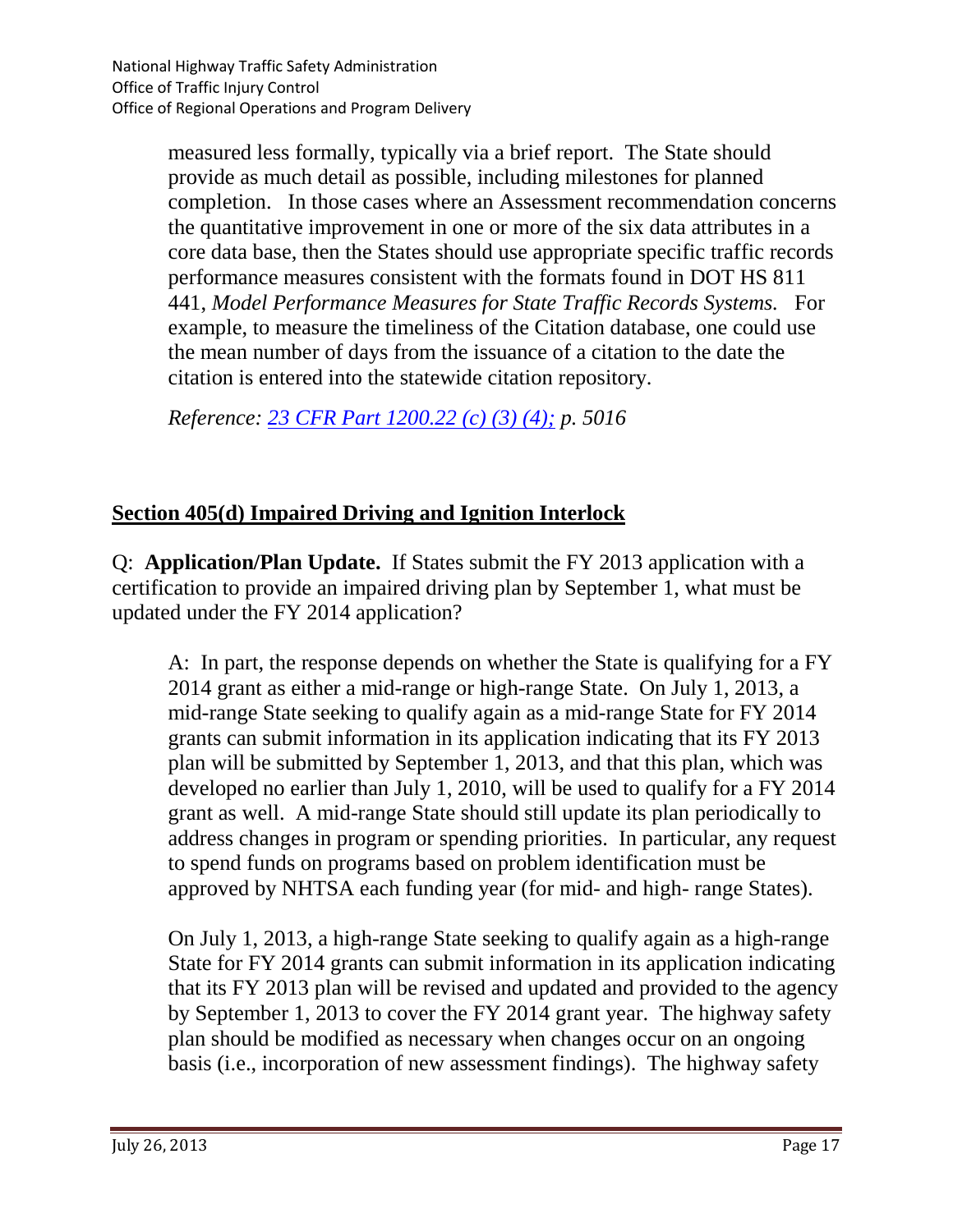measured less formally, typically via a brief report. The State should provide as much detail as possible, including milestones for planned completion. In those cases where an Assessment recommendation concerns the quantitative improvement in one or more of the six data attributes in a core data base, then the States should use appropriate specific traffic records performance measures consistent with the formats found in DOT HS 811 441, *Model Performance Measures for State Traffic Records Systems.* For example, to measure the timeliness of the Citation database, one could use the mean number of days from the issuance of a citation to the date the citation is entered into the statewide citation repository.

*Reference: 23 CFR Part 1200.22 (c) (3) (4); p. 5016*

## Section 405(d) Impaired Driving and Ignition Interlock

Q: **Application/Plan Update.** If States submit the FY 2013 application with a certification to provide an impaired driving plan by September 1, what must be updated under the FY 2014 application?

A: In part, the response depends on whether the State is qualifying for a FY 2014 grant as either a mid-range or high-range State. On July 1, 2013, a mid-range State seeking to qualify again as a mid-range State for FY 2014 grants can submit information in its application indicating that its FY 2013 plan will be submitted by September 1, 2013, and that this plan, which was developed no earlier than July 1, 2010, will be used to qualify for a FY 2014 grant as well. A mid-range State should still update its plan periodically to address changes in program or spending priorities. In particular, any request to spend funds on programs based on problem identification must be approved by NHTSA each funding year (for mid- and high- range States).

On July 1, 2013, a high-range State seeking to qualify again as a high-range State for FY 2014 grants can submit information in its application indicating that its FY 2013 plan will be revised and updated and provided to the agency by September 1, 2013 to cover the FY 2014 grant year. The highway safety plan should be modified as necessary when changes occur on an ongoing basis (i.e., incorporation of new assessment findings). The highway safety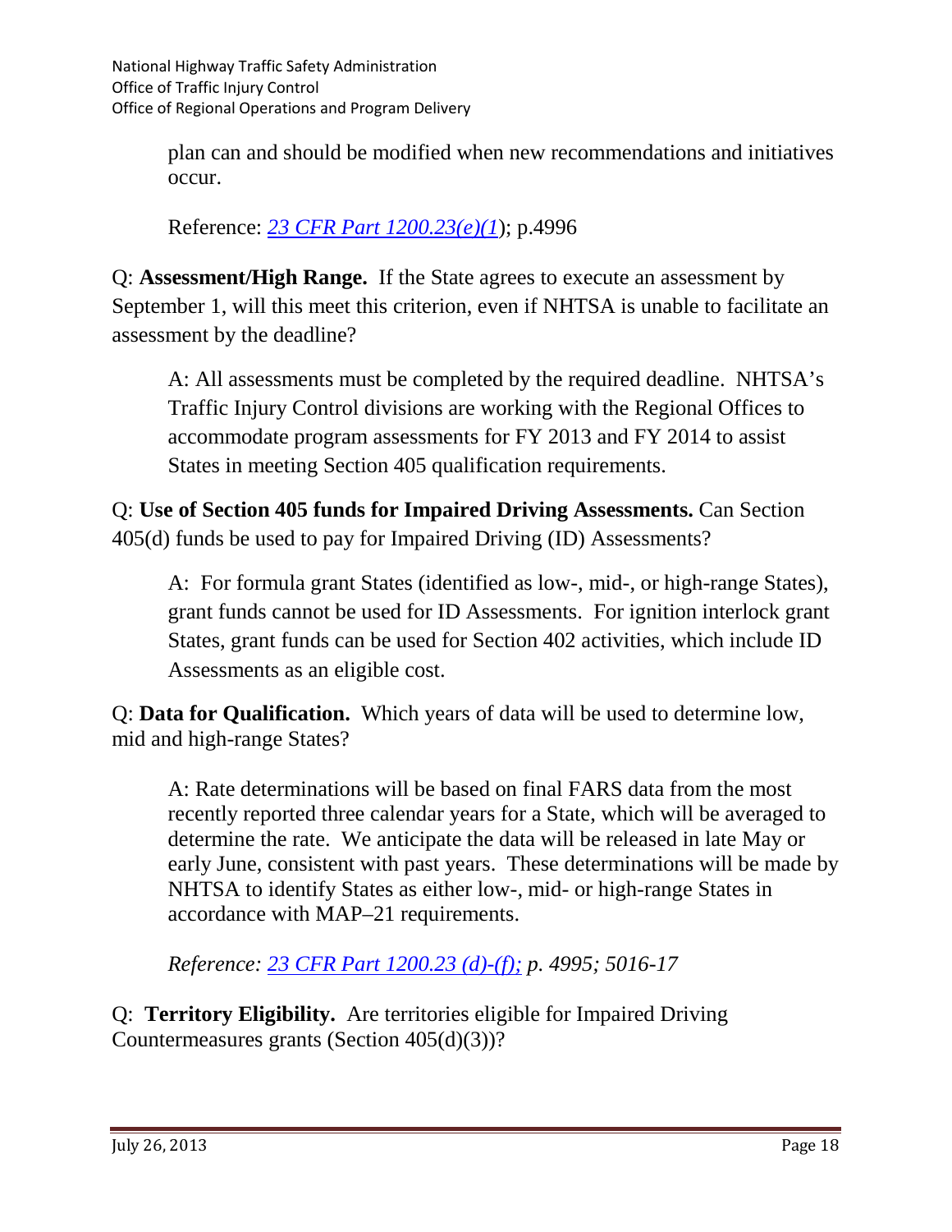plan can and should be modified when new recommendations and initiatives occur.

Reference: [23 CFR Part 1200.23(e)(1)](); p.4996

Q: **Assessment/High Range.** If the State agrees to execute an assessment by September 1, will this meet this criterion, even if NHTSA is unable to facilitate an assessment by the deadline?

A: All assessments must be completed by the required deadline. NHTSA's Traffic Injury Control divisions are working with the Regional Offices to accommodate program assessments for FY 2013 and FY 2014 to assist States in meeting Section 405 qualification requirements.

Q: **Use of Section 405 funds for Impaired Driving Assessments.** Can Section 405(d) funds be used to pay for Impaired Driving (ID) Assessments?

A: For formula grant States (identified as low-, mid-, or high-range States), grant funds cannot be used for ID Assessments. For ignition interlock grant States, grant funds can be used for Section 402 activities, which include ID Assessments as an eligible cost.

Q: **Data for Qualification.** Which years of data will be used to determine low, mid and high-range States?

A: Rate determinations will be based on final FARS data from the most recently reported three calendar years for a State, which will be averaged to determine the rate. We anticipate the data will be released in late May or early June, consistent with past years. These determinations will be made by NHTSA to identify States as either low-, mid- or high-range States in accordance with MAP–21 requirements.

*Reference: [23 CFR Part 1200.23 (d)-(f);]() p. 4995; 5016-17*

Q: **Territory Eligibility.** Are territories eligible for Impaired Driving Countermeasures grants (Section 405(d)(3))?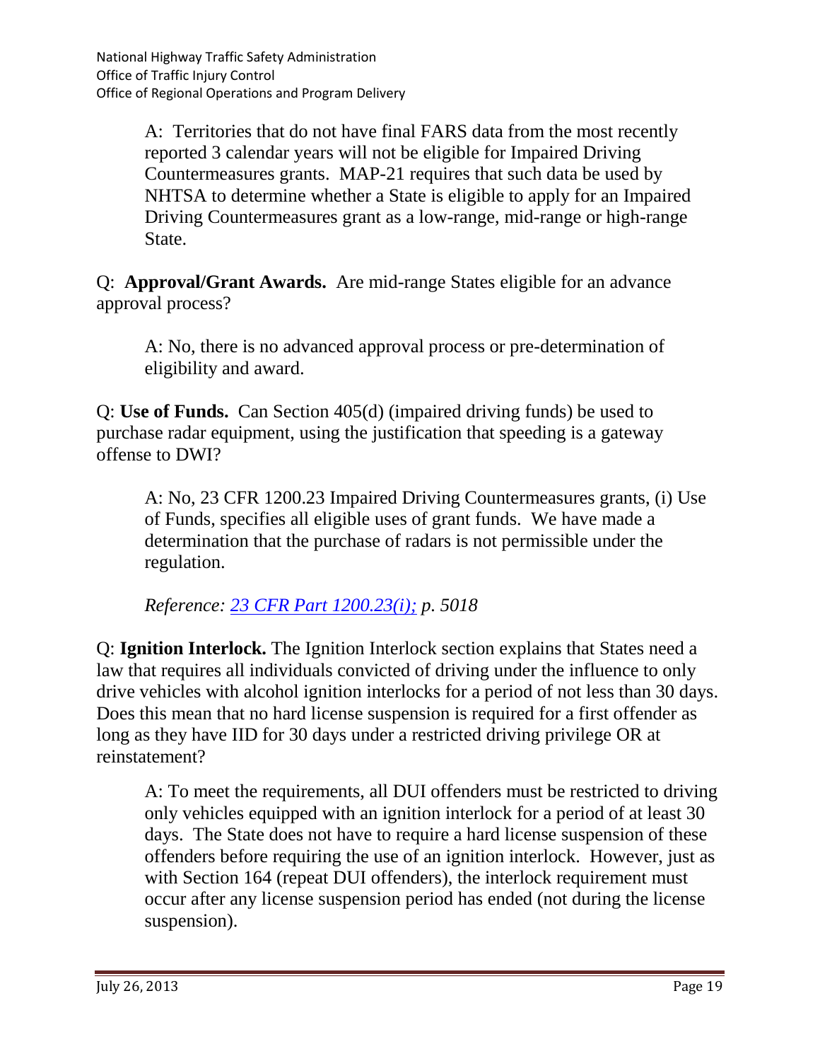A: Territories that do not have final FARS data from the most recently reported 3 calendar years will not be eligible for Impaired Driving Countermeasures grants. MAP-21 requires that such data be used by NHTSA to determine whether a State is eligible to apply for an Impaired Driving Countermeasures grant as a low-range, mid-range or high-range State.

Q: **Approval/Grant Awards.** Are mid-range States eligible for an advance approval process?

A: No, there is no advanced approval process or pre-determination of eligibility and award.

Q: **Use of Funds.** Can Section 405(d) (impaired driving funds) be used to purchase radar equipment, using the justification that speeding is a gateway offense to DWI?

A: No, 23 CFR 1200.23 Impaired Driving Countermeasures grants, (i) Use of Funds, specifies all eligible uses of grant funds. We have made a determination that the purchase of radars is not permissible under the regulation.

*Reference: 23 CFR Part 1200.23(i); p. 5018*

Q: **Ignition Interlock.** The Ignition Interlock section explains that States need a law that requires all individuals convicted of driving under the influence to only drive vehicles with alcohol ignition interlocks for a period of not less than 30 days. Does this mean that no hard license suspension is required for a first offender as long as they have IID for 30 days under a restricted driving privilege OR at reinstatement?

A: To meet the requirements, all DUI offenders must be restricted to driving only vehicles equipped with an ignition interlock for a period of at least 30 days. The State does not have to require a hard license suspension of these offenders before requiring the use of an ignition interlock. However, just as with Section 164 (repeat DUI offenders), the interlock requirement must occur after any license suspension period has ended (not during the license suspension).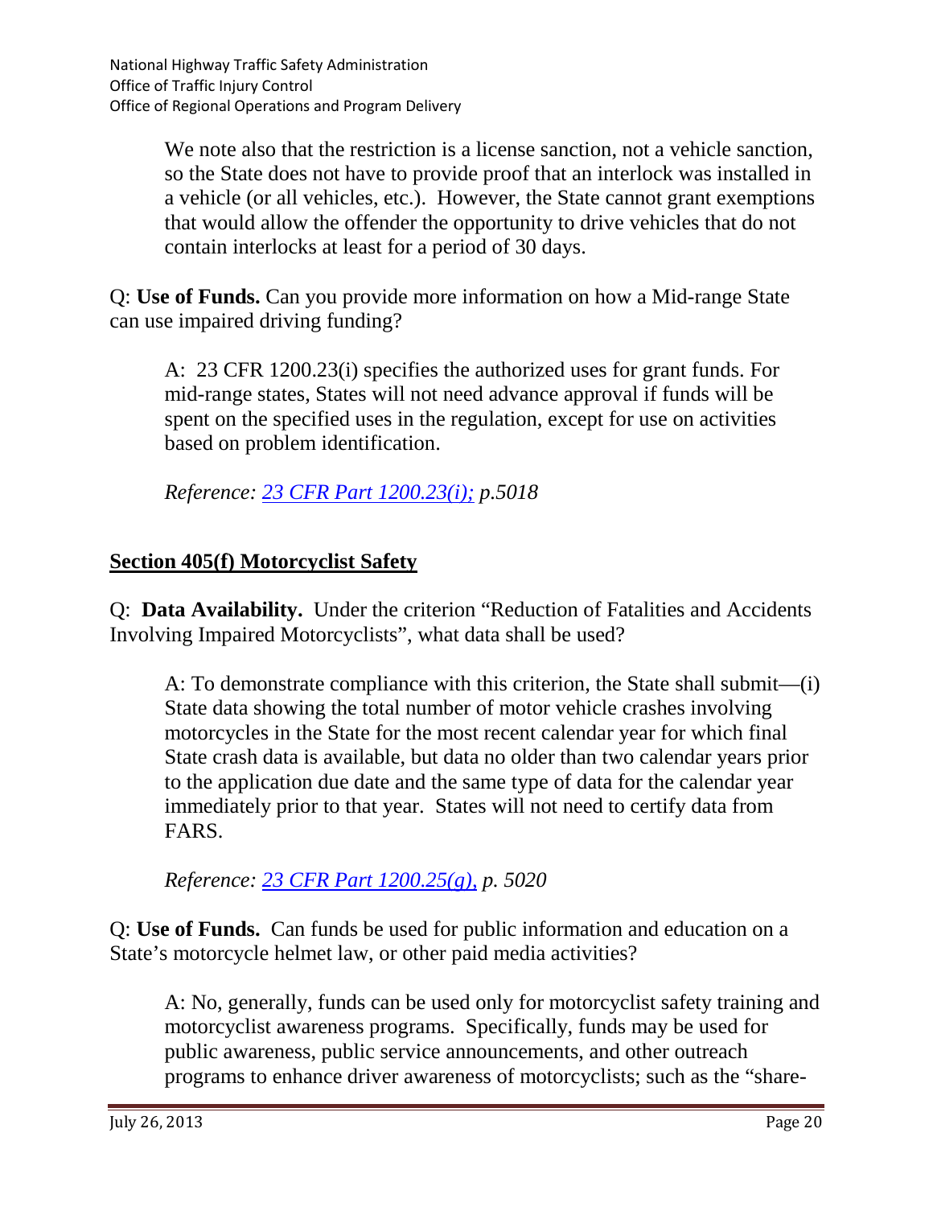We note also that the restriction is a license sanction, not a vehicle sanction, so the State does not have to provide proof that an interlock was installed in a vehicle (or all vehicles, etc.). However, the State cannot grant exemptions that would allow the offender the opportunity to drive vehicles that do not contain interlocks at least for a period of 30 days.

Q: **Use of Funds.** Can you provide more information on how a Mid-range State can use impaired driving funding?

A: 23 CFR 1200.23(i) specifies the authorized uses for grant funds. For mid-range states, States will not need advance approval if funds will be spent on the specified uses in the regulation, except for use on activities based on problem identification.

*Reference: 23 CFR Part 1200.23(i); p.5018*

## Section 405(f) Motorcyclist Safety

Q: **Data Availability.** Under the criterion "Reduction of Fatalities and Accidents Involving Impaired Motorcyclists", what data shall be used?

A: To demonstrate compliance with this criterion, the State shall submit—(i) State data showing the total number of motor vehicle crashes involving motorcycles in the State for the most recent calendar year for which final State crash data is available, but data no older than two calendar years prior to the application due date and the same type of data for the calendar year immediately prior to that year. States will not need to certify data from FARS.

*Reference: 23 CFR Part 1200.25(g), p. 5020*

Q: **Use of Funds.** Can funds be used for public information and education on a State's motorcycle helmet law, or other paid media activities?

A: No, generally, funds can be used only for motorcyclist safety training and motorcyclist awareness programs. Specifically, funds may be used for public awareness, public service announcements, and other outreach programs to enhance driver awareness of motorcyclists; such as the "share-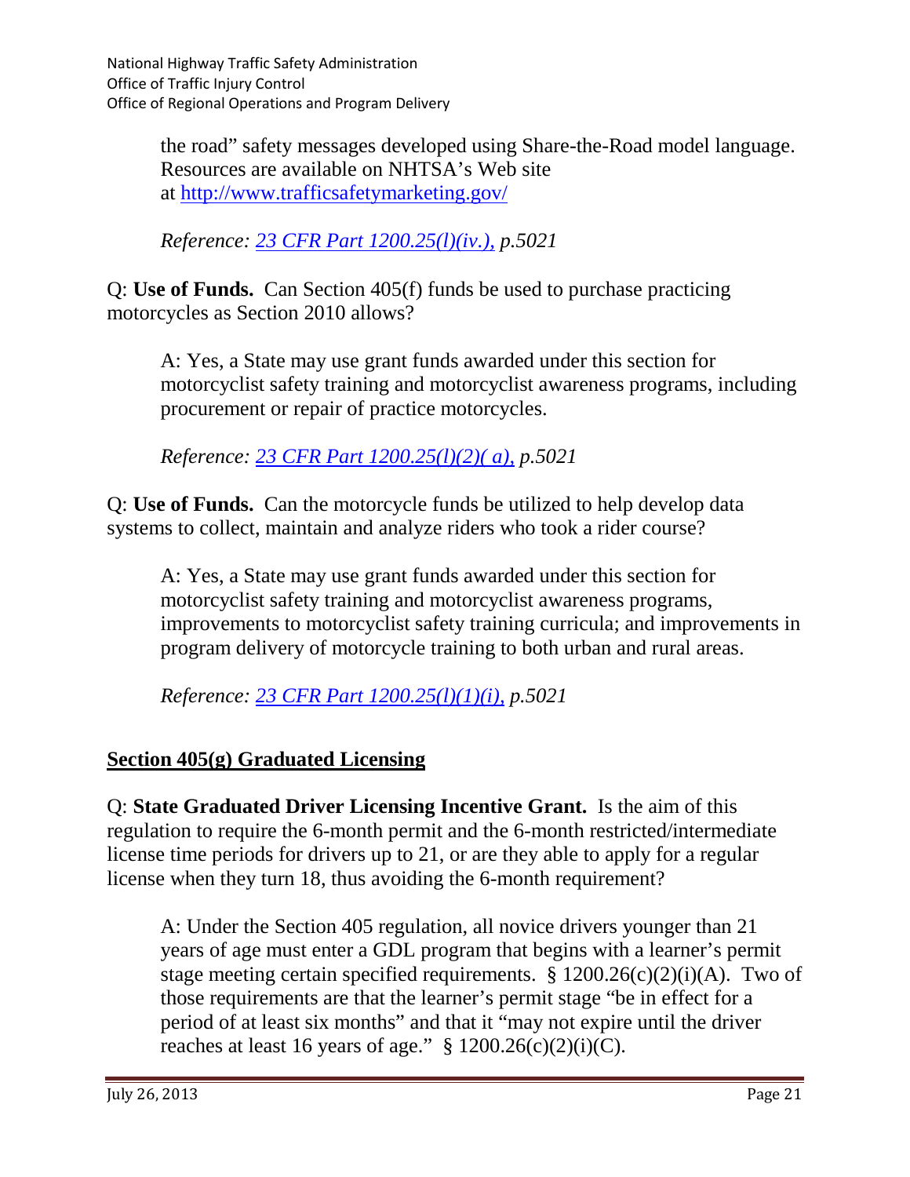the road" safety messages developed using Share-the-Road model language. Resources are available on NHTSA's Web site at [http://www.trafficsafetymarketing.gov/](http://www.trafficsafetymarketing.gov/)

*Reference: [23 CFR Part 1200.25(l)(iv.),](#) p.5021*

Q: **Use of Funds.** Can Section 405(f) funds be used to purchase practicing motorcycles as Section 2010 allows?

A: Yes, a State may use grant funds awarded under this section for motorcyclist safety training and motorcyclist awareness programs, including procurement or repair of practice motorcycles.

*Reference: [23 CFR Part 1200.25(l)(2)( a),](#) p.5021*

Q: **Use of Funds.** Can the motorcycle funds be utilized to help develop data systems to collect, maintain and analyze riders who took a rider course?

A: Yes, a State may use grant funds awarded under this section for motorcyclist safety training and motorcyclist awareness programs, improvements to motorcyclist safety training curricula; and improvements in program delivery of motorcycle training to both urban and rural areas.

*Reference: [23 CFR Part 1200.25(l)(1)(i),](#) p.5021*

## Section 405(g) Graduated Licensing

Q: **State Graduated Driver Licensing Incentive Grant.** Is the aim of this regulation to require the 6-month permit and the 6-month restricted/intermediate license time periods for drivers up to 21, or are they able to apply for a regular license when they turn 18, thus avoiding the 6-month requirement?

A: Under the Section 405 regulation, all novice drivers younger than 21 years of age must enter a GDL program that begins with a learner's permit stage meeting certain specified requirements. § 1200.26(c)(2)(i)(A). Two of those requirements are that the learner's permit stage "be in effect for a period of at least six months" and that it "may not expire until the driver reaches at least 16 years of age." § 1200.26(c)(2)(i)(C).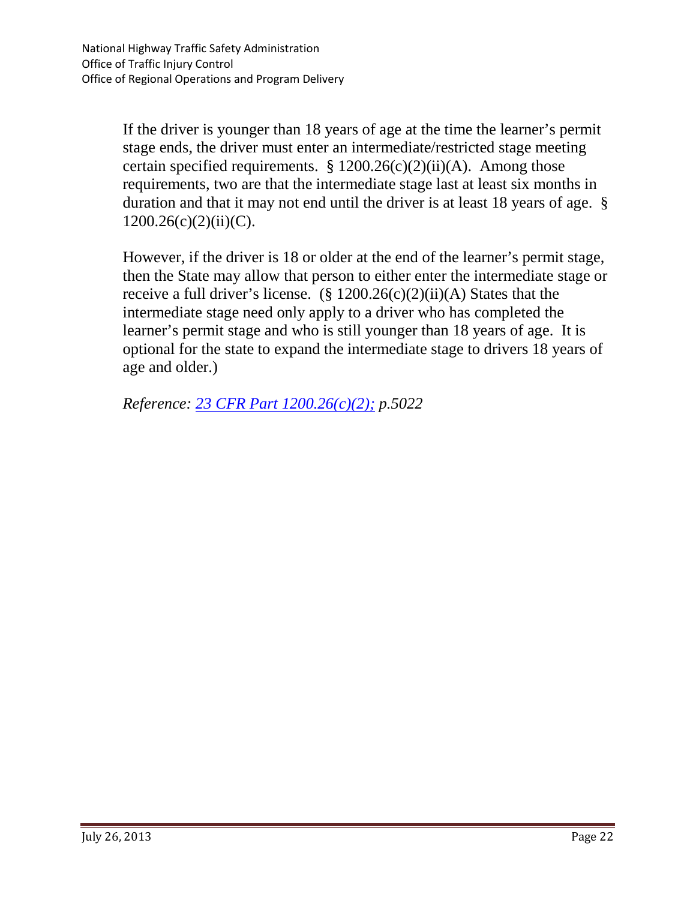If the driver is younger than 18 years of age at the time the learner's permit stage ends, the driver must enter an intermediate/restricted stage meeting certain specified requirements. § 1200.26(c)(2)(ii)(A). Among those requirements, two are that the intermediate stage last at least six months in duration and that it may not end until the driver is at least 18 years of age. § 1200.26(c)(2)(ii)(C).

However, if the driver is 18 or older at the end of the learner's permit stage, then the State may allow that person to either enter the intermediate stage or receive a full driver's license. (§ 1200.26(c)(2)(ii)(A) States that the intermediate stage need only apply to a driver who has completed the learner's permit stage and who is still younger than 18 years of age. It is optional for the state to expand the intermediate stage to drivers 18 years of age and older.)

*Reference: 23 CFR Part 1200.26(c)(2); p.5022*